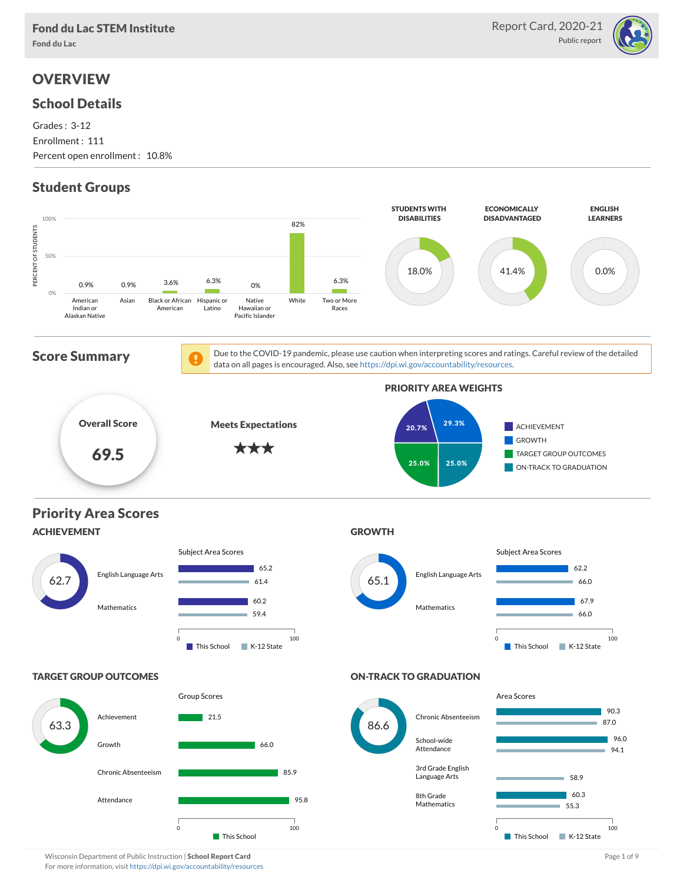# Fond du Lac STEM Institute

Fond du Lac

Report Card, 2020-21

Public report

## OVERVIEW

### School Details

Grades : 3-12

Enrollment : 111

Percent open enrollment : 10.8%

### Student Groups

| Group | Percent of Students |
|---|---|
| American Indian or Alaskan Native | 0.9% |
| Asian | 0.9% |
| Black or African American | 3.6% |
| Hispanic or Latino | 6.3% |
| Native Hawaiian or Pacific Islander | 0% |
| White | 82% |
| Two or More Races | 6.3% |

| STUDENTS WITH DISABILITIES | ECONOMICALLY DISADVANTAGED | ENGLISH LEARNERS |
|---|---|---|
| 18.0% | 41.4% | 0.0% |

### Score Summary

Due to the COVID-19 pandemic, please use caution when interpreting scores and ratings. Careful review of the detailed data on all pages is encouraged. Also, see https://dpi.wi.gov/accountability/resources.

**Overall Score**

**69.5**

**Meets Expectations**

★★★

**PRIORITY AREA WEIGHTS**

| Priority Area | Weight |
|---|---|
| ACHIEVEMENT | 20.7% |
| GROWTH | 29.3% |
| TARGET GROUP OUTCOMES | 25.0% |
| ON-TRACK TO GRADUATION | 25.0% |

### Priority Area Scores

#### ACHIEVEMENT

Score: 62.7

Subject Area Scores

| Subject | This School | K-12 State |
|---|---|---|
| English Language Arts | 65.2 | 61.4 |
| Mathematics | 60.2 | 59.4 |

#### GROWTH

Score: 65.1

Subject Area Scores

| Subject | This School | K-12 State |
|---|---|---|
| English Language Arts | 62.2 | 66.0 |
| Mathematics | 67.9 | 66.0 |

#### TARGET GROUP OUTCOMES

Score: 63.3

Group Scores

| Group | This School |
|---|---|
| Achievement | 21.5 |
| Growth | 66.0 |
| Chronic Absenteeism | 85.9 |
| Attendance | 95.8 |

#### ON-TRACK TO GRADUATION

Score: 86.6

Area Scores

| Area | This School | K-12 State |
|---|---|---|
| Chronic Absenteeism | 90.3 | 87.0 |
| School-wide Attendance | 96.0 | 94.1 |
| 3rd Grade English Language Arts | | 58.9 |
| 8th Grade Mathematics | 60.3 | 55.3 |

Wisconsin Department of Public Instruction | **School Report Card**

For more information, visit https://dpi.wi.gov/accountability/resources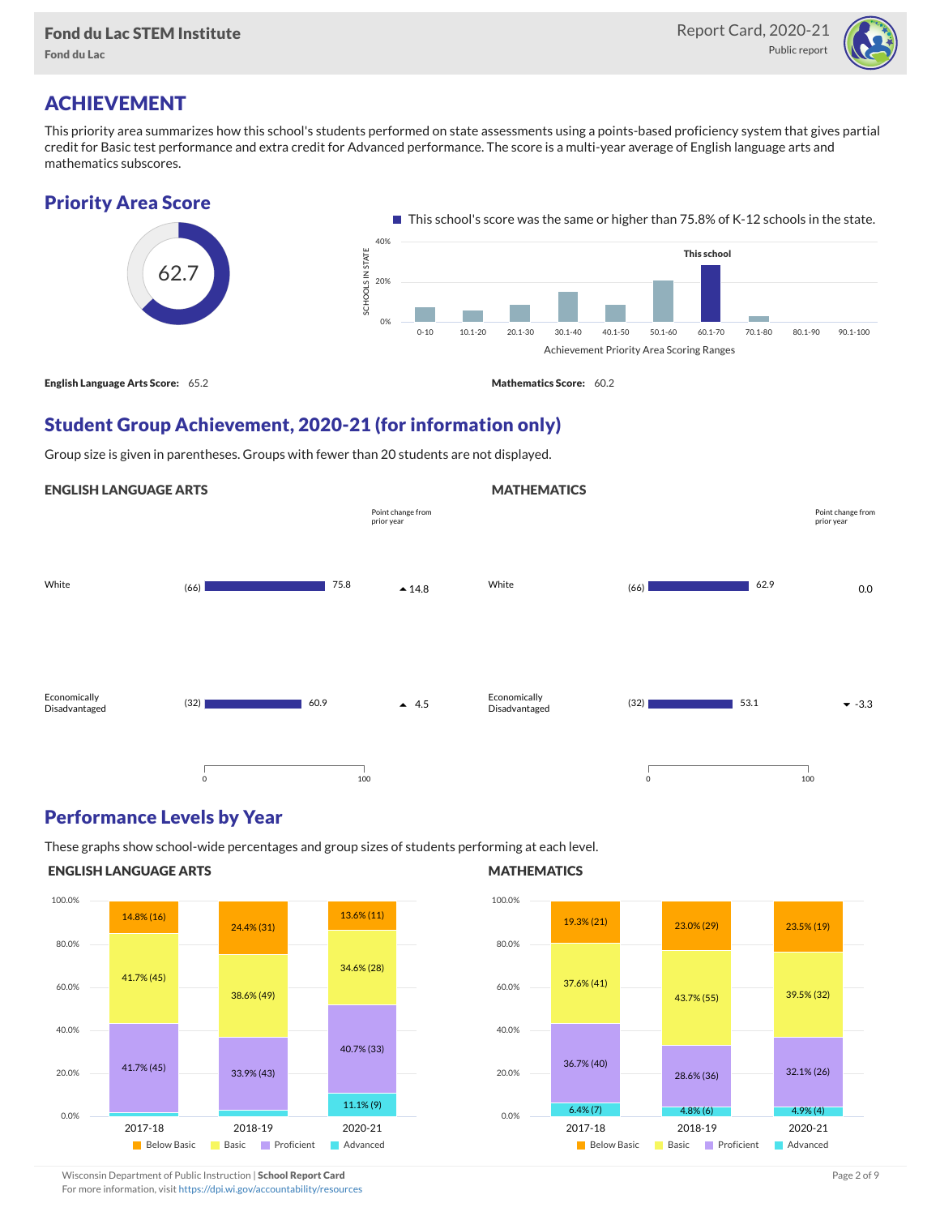# ACHIEVEMENT

This priority area summarizes how this school's students performed on state assessments using a points-based proficiency system that gives partial credit for Basic test performance and extra credit for Advanced performance. The score is a multi-year average of English language arts and mathematics subscores.

## Priority Area Score

62.7

This school's score was the same or higher than 75.8% of K-12 schools in the state.

Achievement Priority Area Scoring Ranges: 0-10, 10.1-20, 20.1-30, 30.1-40, 40.1-50, 50.1-60, 60.1-70 (This school), 70.1-80, 80.1-90, 90.1-100

**English Language Arts Score:** 65.2

**Mathematics Score:** 60.2

## Student Group Achievement, 2020-21 (for information only)

Group size is given in parentheses. Groups with fewer than 20 students are not displayed.

### ENGLISH LANGUAGE ARTS

| Group | Size | Score | Point change from prior year |
|---|---|---|---|
| White | (66) | 75.8 | ▲14.8 |
| Economically Disadvantaged | (32) | 60.9 | ▲4.5 |

### MATHEMATICS

| Group | Size | Score | Point change from prior year |
|---|---|---|---|
| White | (66) | 62.9 | 0.0 |
| Economically Disadvantaged | (32) | 53.1 | ▼-3.3 |

## Performance Levels by Year

These graphs show school-wide percentages and group sizes of students performing at each level.

### ENGLISH LANGUAGE ARTS

| Level | 2017-18 | 2018-19 | 2020-21 |
|---|---|---|---|
| Below Basic | 14.8% (16) | 24.4% (31) | 13.6% (11) |
| Basic | 41.7% (45) | 38.6% (49) | 34.6% (28) |
| Proficient | 41.7% (45) | 33.9% (43) | 40.7% (33) |
| Advanced | | | 11.1% (9) |

### MATHEMATICS

| Level | 2017-18 | 2018-19 | 2020-21 |
|---|---|---|---|
| Below Basic | 19.3% (21) | 23.0% (29) | 23.5% (19) |
| Basic | 37.6% (41) | 43.7% (55) | 39.5% (32) |
| Proficient | 36.7% (40) | 28.6% (36) | 32.1% (26) |
| Advanced | 6.4% (7) | 4.8% (6) | 4.9% (4) |

Wisconsin Department of Public Instruction | **School Report Card**
For more information, visit https://dpi.wi.gov/accountability/resources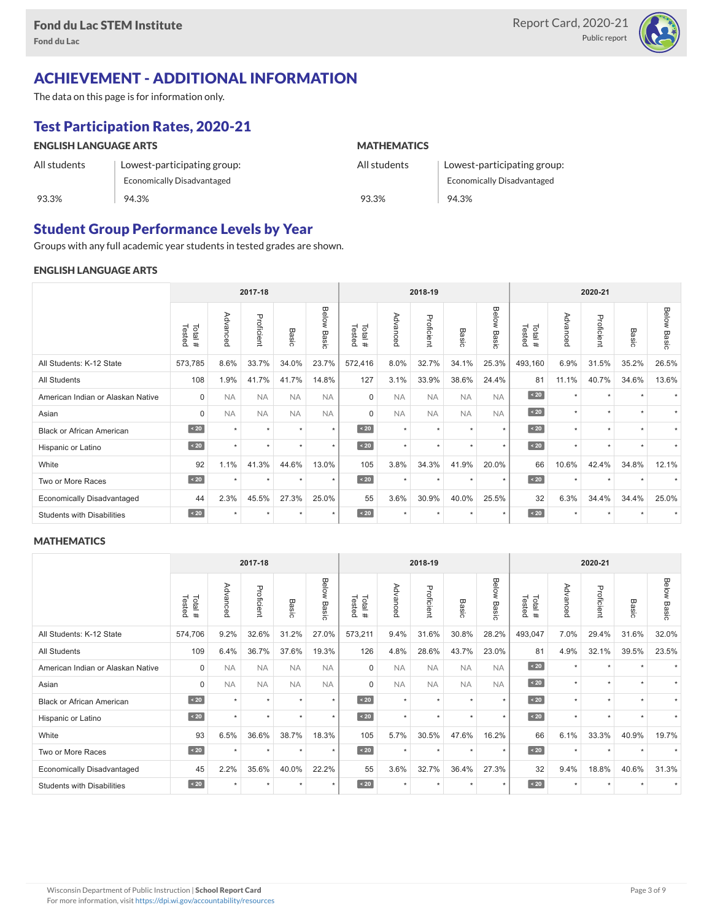## ACHIEVEMENT - ADDITIONAL INFORMATION

The data on this page is for information only.

### Test Participation Rates, 2020-21

**ENGLISH LANGUAGE ARTS**

| All students | Lowest-participating group: Economically Disadvantaged |
|---|---|
| 93.3% | 94.3% |

**MATHEMATICS**

| All students | Lowest-participating group: Economically Disadvantaged |
|---|---|
| 93.3% | 94.3% |

### Student Group Performance Levels by Year

Groups with any full academic year students in tested grades are shown.

**ENGLISH LANGUAGE ARTS**

| | 2017-18 | | | | | 2018-19 | | | | | 2020-21 | | | | |
|---|---|---|---|---|---|---|---|---|---|---|---|---|---|---|---|
| | Total # Tested | Advanced | Proficient | Basic | Below Basic | Total # Tested | Advanced | Proficient | Basic | Below Basic | Total # Tested | Advanced | Proficient | Basic | Below Basic |
| All Students: K-12 State | 573,785 | 8.6% | 33.7% | 34.0% | 23.7% | 572,416 | 8.0% | 32.7% | 34.1% | 25.3% | 493,160 | 6.9% | 31.5% | 35.2% | 26.5% |
| All Students | 108 | 1.9% | 41.7% | 41.7% | 14.8% | 127 | 3.1% | 33.9% | 38.6% | 24.4% | 81 | 11.1% | 40.7% | 34.6% | 13.6% |
| American Indian or Alaskan Native | 0 | NA | NA | NA | NA | 0 | NA | NA | NA | NA | < 20 | * | * | * | * |
| Asian | 0 | NA | NA | NA | NA | 0 | NA | NA | NA | NA | < 20 | * | * | * | * |
| Black or African American | < 20 | * | * | * | * | < 20 | * | * | * | * | < 20 | * | * | * | * |
| Hispanic or Latino | < 20 | * | * | * | * | < 20 | * | * | * | * | < 20 | * | * | * | * |
| White | 92 | 1.1% | 41.3% | 44.6% | 13.0% | 105 | 3.8% | 34.3% | 41.9% | 20.0% | 66 | 10.6% | 42.4% | 34.8% | 12.1% |
| Two or More Races | < 20 | * | * | * | * | < 20 | * | * | * | * | < 20 | * | * | * | * |
| Economically Disadvantaged | 44 | 2.3% | 45.5% | 27.3% | 25.0% | 55 | 3.6% | 30.9% | 40.0% | 25.5% | 32 | 6.3% | 34.4% | 34.4% | 25.0% |
| Students with Disabilities | < 20 | * | * | * | * | < 20 | * | * | * | * | < 20 | * | * | * | * |

**MATHEMATICS**

| | 2017-18 | | | | | 2018-19 | | | | | 2020-21 | | | | |
|---|---|---|---|---|---|---|---|---|---|---|---|---|---|---|---|
| | Total # Tested | Advanced | Proficient | Basic | Below Basic | Total # Tested | Advanced | Proficient | Basic | Below Basic | Total # Tested | Advanced | Proficient | Basic | Below Basic |
| All Students: K-12 State | 574,706 | 9.2% | 32.6% | 31.2% | 27.0% | 573,211 | 9.4% | 31.6% | 30.8% | 28.2% | 493,047 | 7.0% | 29.4% | 31.6% | 32.0% |
| All Students | 109 | 6.4% | 36.7% | 37.6% | 19.3% | 126 | 4.8% | 28.6% | 43.7% | 23.0% | 81 | 4.9% | 32.1% | 39.5% | 23.5% |
| American Indian or Alaskan Native | 0 | NA | NA | NA | NA | 0 | NA | NA | NA | NA | < 20 | * | * | * | * |
| Asian | 0 | NA | NA | NA | NA | 0 | NA | NA | NA | NA | < 20 | * | * | * | * |
| Black or African American | < 20 | * | * | * | * | < 20 | * | * | * | * | < 20 | * | * | * | * |
| Hispanic or Latino | < 20 | * | * | * | * | < 20 | * | * | * | * | < 20 | * | * | * | * |
| White | 93 | 6.5% | 36.6% | 38.7% | 18.3% | 105 | 5.7% | 30.5% | 47.6% | 16.2% | 66 | 6.1% | 33.3% | 40.9% | 19.7% |
| Two or More Races | < 20 | * | * | * | * | < 20 | * | * | * | * | < 20 | * | * | * | * |
| Economically Disadvantaged | 45 | 2.2% | 35.6% | 40.0% | 22.2% | 55 | 3.6% | 32.7% | 36.4% | 27.3% | 32 | 9.4% | 18.8% | 40.6% | 31.3% |
| Students with Disabilities | < 20 | * | * | * | * | < 20 | * | * | * | * | < 20 | * | * | * | * |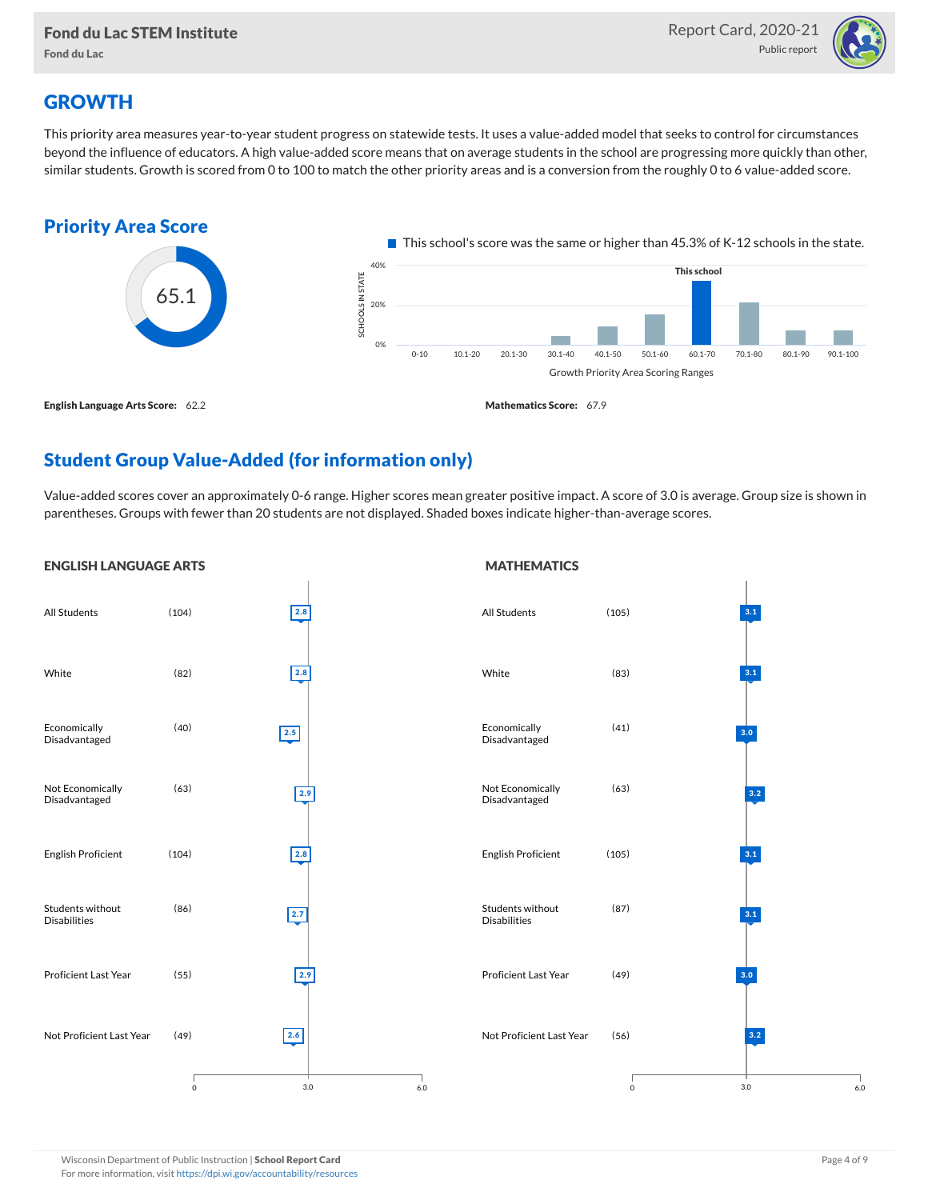# GROWTH

This priority area measures year-to-year student progress on statewide tests. It uses a value-added model that seeks to control for circumstances beyond the influence of educators. A high value-added score means that on average students in the school are progressing more quickly than other, similar students. Growth is scored from 0 to 100 to match the other priority areas and is a conversion from the roughly 0 to 6 value-added score.

## Priority Area Score

65.1

This school's score was the same or higher than 45.3% of K-12 schools in the state.

Growth Priority Area Scoring Ranges: 0-10, 10.1-20, 20.1-30, 30.1-40, 40.1-50, 50.1-60, 60.1-70 (This school), 70.1-80, 80.1-90, 90.1-100

**English Language Arts Score:** 62.2

**Mathematics Score:** 67.9

## Student Group Value-Added (for information only)

Value-added scores cover an approximately 0-6 range. Higher scores mean greater positive impact. A score of 3.0 is average. Group size is shown in parentheses. Groups with fewer than 20 students are not displayed. Shaded boxes indicate higher-than-average scores.

### ENGLISH LANGUAGE ARTS

| Group | Size | Value-Added |
|---|---|---|
| All Students | (104) | 2.8 |
| White | (82) | 2.8 |
| Economically Disadvantaged | (40) | 2.5 |
| Not Economically Disadvantaged | (63) | 2.9 |
| English Proficient | (104) | 2.8 |
| Students without Disabilities | (86) | 2.7 |
| Proficient Last Year | (55) | 2.9 |
| Not Proficient Last Year | (49) | 2.6 |

### MATHEMATICS

| Group | Size | Value-Added |
|---|---|---|
| All Students | (105) | 3.1 |
| White | (83) | 3.1 |
| Economically Disadvantaged | (41) | 3.0 |
| Not Economically Disadvantaged | (63) | 3.2 |
| English Proficient | (105) | 3.1 |
| Students without Disabilities | (87) | 3.1 |
| Proficient Last Year | (49) | 3.0 |
| Not Proficient Last Year | (56) | 3.2 |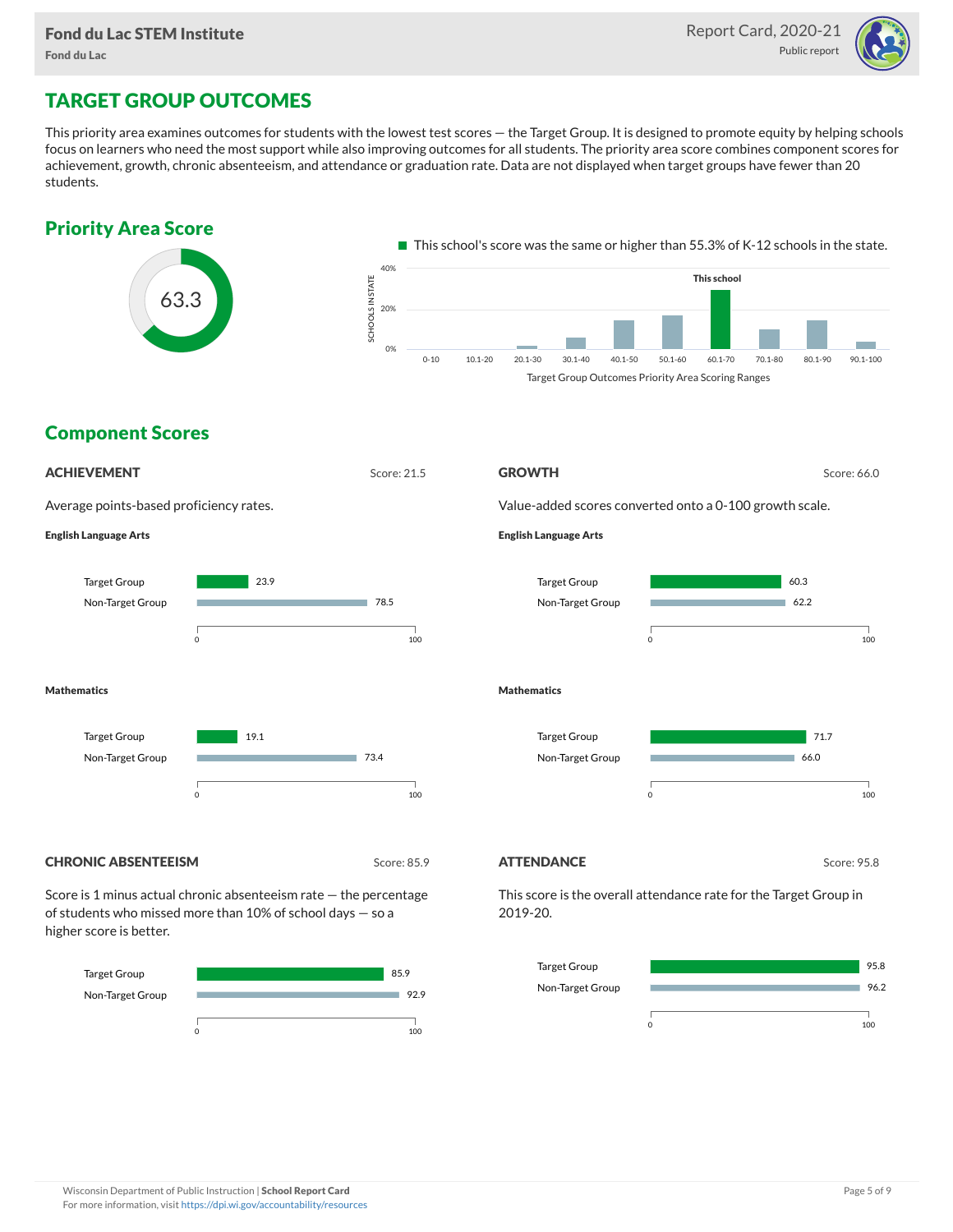# TARGET GROUP OUTCOMES

This priority area examines outcomes for students with the lowest test scores — the Target Group. It is designed to promote equity by helping schools focus on learners who need the most support while also improving outcomes for all students. The priority area score combines component scores for achievement, growth, chronic absenteeism, and attendance or graduation rate. Data are not displayed when target groups have fewer than 20 students.

## Priority Area Score

63.3

This school's score was the same or higher than 55.3% of K-12 schools in the state.

Target Group Outcomes Priority Area Scoring Ranges: 0-10, 10.1-20, 20.1-30, 30.1-40, 40.1-50, 50.1-60, 60.1-70 (This school), 70.1-80, 80.1-90, 90.1-100

## Component Scores

### ACHIEVEMENT

Score: 21.5

Average points-based proficiency rates.

**English Language Arts**

| Group | Score |
|---|---|
| Target Group | 23.9 |
| Non-Target Group | 78.5 |

**Mathematics**

| Group | Score |
|---|---|
| Target Group | 19.1 |
| Non-Target Group | 73.4 |

### GROWTH

Score: 66.0

Value-added scores converted onto a 0-100 growth scale.

**English Language Arts**

| Group | Score |
|---|---|
| Target Group | 60.3 |
| Non-Target Group | 62.2 |

**Mathematics**

| Group | Score |
|---|---|
| Target Group | 71.7 |
| Non-Target Group | 66.0 |

### CHRONIC ABSENTEEISM

Score: 85.9

Score is 1 minus actual chronic absenteeism rate — the percentage of students who missed more than 10% of school days — so a higher score is better.

| Group | Score |
|---|---|
| Target Group | 85.9 |
| Non-Target Group | 92.9 |

### ATTENDANCE

Score: 95.8

This score is the overall attendance rate for the Target Group in 2019-20.

| Group | Score |
|---|---|
| Target Group | 95.8 |
| Non-Target Group | 96.2 |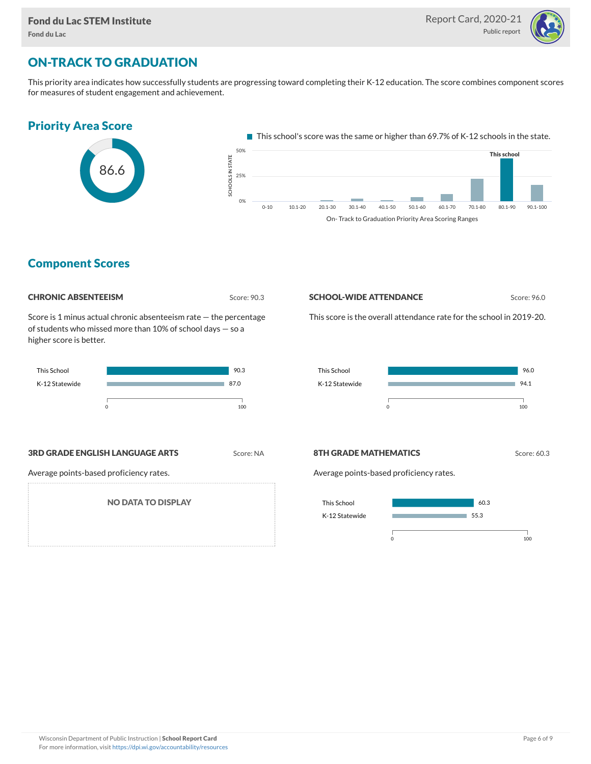## ON-TRACK TO GRADUATION

This priority area indicates how successfully students are progressing toward completing their K-12 education. The score combines component scores for measures of student engagement and achievement.

### Priority Area Score

86.6

This school's score was the same or higher than 69.7% of K-12 schools in the state.

## Component Scores

### CHRONIC ABSENTEEISM

Score: 90.3

Score is 1 minus actual chronic absenteeism rate — the percentage of students who missed more than 10% of school days — so a higher score is better.

| | Score |
|---|---|
| This School | 90.3 |
| K-12 Statewide | 87.0 |

### SCHOOL-WIDE ATTENDANCE

Score: 96.0

This score is the overall attendance rate for the school in 2019-20.

| | Score |
|---|---|
| This School | 96.0 |
| K-12 Statewide | 94.1 |

### 3RD GRADE ENGLISH LANGUAGE ARTS

Score: NA

Average points-based proficiency rates.

NO DATA TO DISPLAY

### 8TH GRADE MATHEMATICS

Score: 60.3

Average points-based proficiency rates.

| | Score |
|---|---|
| This School | 60.3 |
| K-12 Statewide | 55.3 |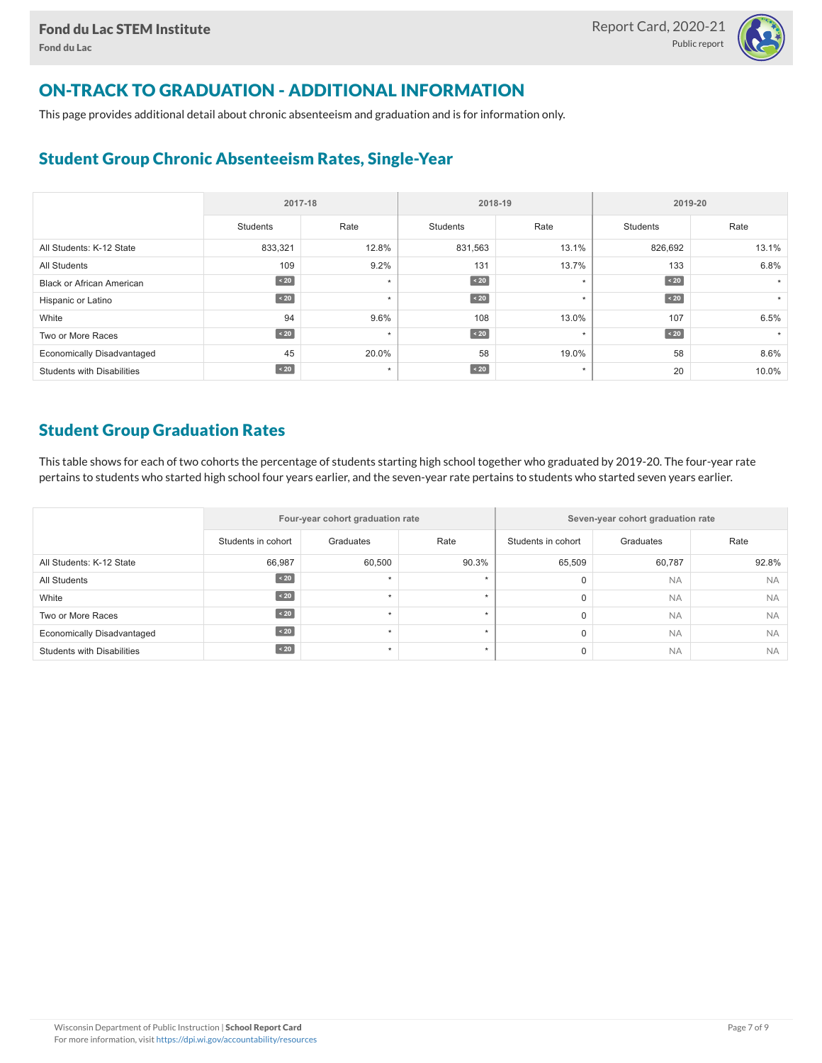## ON-TRACK TO GRADUATION - ADDITIONAL INFORMATION

This page provides additional detail about chronic absenteeism and graduation and is for information only.

### Student Group Chronic Absenteeism Rates, Single-Year

| | 2017-18 | | 2018-19 | | 2019-20 | |
|---|---|---|---|---|---|---|
| | Students | Rate | Students | Rate | Students | Rate |
| All Students: K-12 State | 833,321 | 12.8% | 831,563 | 13.1% | 826,692 | 13.1% |
| All Students | 109 | 9.2% | 131 | 13.7% | 133 | 6.8% |
| Black or African American | < 20 | * | < 20 | * | < 20 | * |
| Hispanic or Latino | < 20 | * | < 20 | * | < 20 | * |
| White | 94 | 9.6% | 108 | 13.0% | 107 | 6.5% |
| Two or More Races | < 20 | * | < 20 | * | < 20 | * |
| Economically Disadvantaged | 45 | 20.0% | 58 | 19.0% | 58 | 8.6% |
| Students with Disabilities | < 20 | * | < 20 | * | 20 | 10.0% |

### Student Group Graduation Rates

This table shows for each of two cohorts the percentage of students starting high school together who graduated by 2019-20. The four-year rate pertains to students who started high school four years earlier, and the seven-year rate pertains to students who started seven years earlier.

| | Four-year cohort graduation rate | | | Seven-year cohort graduation rate | | |
|---|---|---|---|---|---|---|
| | Students in cohort | Graduates | Rate | Students in cohort | Graduates | Rate |
| All Students: K-12 State | 66,987 | 60,500 | 90.3% | 65,509 | 60,787 | 92.8% |
| All Students | < 20 | * | * | 0 | NA | NA |
| White | < 20 | * | * | 0 | NA | NA |
| Two or More Races | < 20 | * | * | 0 | NA | NA |
| Economically Disadvantaged | < 20 | * | * | 0 | NA | NA |
| Students with Disabilities | < 20 | * | * | 0 | NA | NA |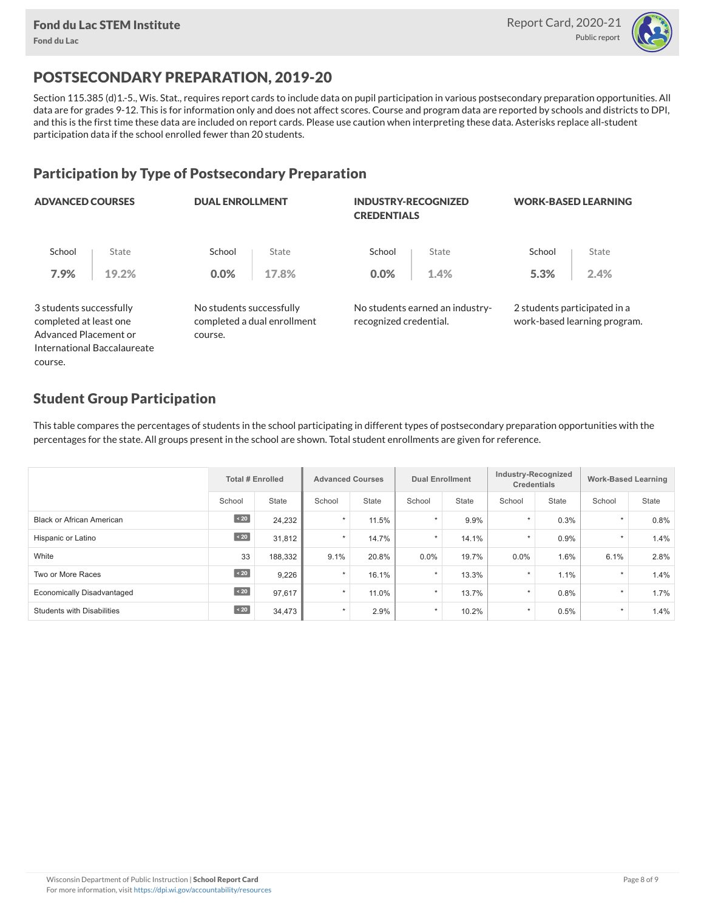## POSTSECONDARY PREPARATION, 2019-20

Section 115.385 (d)1.-5., Wis. Stat., requires report cards to include data on pupil participation in various postsecondary preparation opportunities. All data are for grades 9-12. This is for information only and does not affect scores. Course and program data are reported by schools and districts to DPI, and this is the first time these data are included on report cards. Please use caution when interpreting these data. Asterisks replace all-student participation data if the school enrolled fewer than 20 students.

### Participation by Type of Postsecondary Preparation

| | ADVANCED COURSES | DUAL ENROLLMENT | INDUSTRY-RECOGNIZED CREDENTIALS | WORK-BASED LEARNING |
|---|---|---|---|---|
| School | 7.9% | 0.0% | 0.0% | 5.3% |
| State | 19.2% | 17.8% | 1.4% | 2.4% |
| | 3 students successfully completed at least one Advanced Placement or International Baccalaureate course. | No students successfully completed a dual enrollment course. | No students earned an industry-recognized credential. | 2 students participated in a work-based learning program. |

### Student Group Participation

This table compares the percentages of students in the school participating in different types of postsecondary preparation opportunities with the percentages for the state. All groups present in the school are shown. Total student enrollments are given for reference.

| | Total # Enrolled | | Advanced Courses | | Dual Enrollment | | Industry-Recognized Credentials | | Work-Based Learning | |
|---|---|---|---|---|---|---|---|---|---|---|
| | School | State | School | State | School | State | School | State | School | State |
| Black or African American | < 20 | 24,232 | * | 11.5% | * | 9.9% | * | 0.3% | * | 0.8% |
| Hispanic or Latino | < 20 | 31,812 | * | 14.7% | * | 14.1% | * | 0.9% | * | 1.4% |
| White | 33 | 188,332 | 9.1% | 20.8% | 0.0% | 19.7% | 0.0% | 1.6% | 6.1% | 2.8% |
| Two or More Races | < 20 | 9,226 | * | 16.1% | * | 13.3% | * | 1.1% | * | 1.4% |
| Economically Disadvantaged | < 20 | 97,617 | * | 11.0% | * | 13.7% | * | 0.8% | * | 1.7% |
| Students with Disabilities | < 20 | 34,473 | * | 2.9% | * | 10.2% | * | 0.5% | * | 1.4% |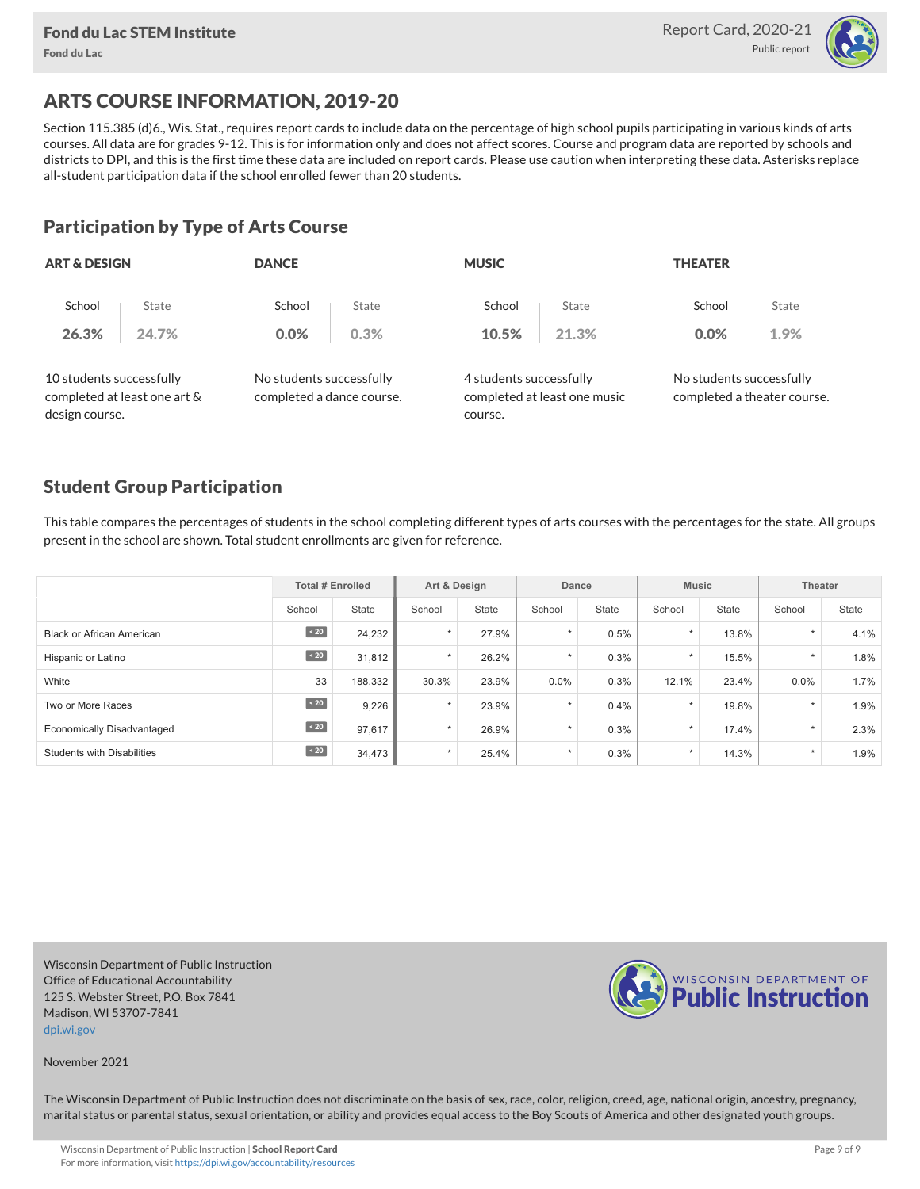Fond du Lac STEM Institute

Fond du Lac

Report Card, 2020-21

Public report

## ARTS COURSE INFORMATION, 2019-20

Section 115.385 (d)6., Wis. Stat., requires report cards to include data on the percentage of high school pupils participating in various kinds of arts courses. All data are for grades 9-12. This is for information only and does not affect scores. Course and program data are reported by schools and districts to DPI, and this is the first time these data are included on report cards. Please use caution when interpreting these data. Asterisks replace all-student participation data if the school enrolled fewer than 20 students.

### Participation by Type of Arts Course

**ART & DESIGN**

School **26.3%** | State **24.7%**

10 students successfully completed at least one art & design course.

**DANCE**

School **0.0%** | State **0.3%**

No students successfully completed a dance course.

**MUSIC**

School **10.5%** | State **21.3%**

4 students successfully completed at least one music course.

**THEATER**

School **0.0%** | State **1.9%**

No students successfully completed a theater course.

### Student Group Participation

This table compares the percentages of students in the school completing different types of arts courses with the percentages for the state. All groups present in the school are shown. Total student enrollments are given for reference.

| | Total # Enrolled | | Art & Design | | Dance | | Music | | Theater | |
|---|---|---|---|---|---|---|---|---|---|---|
| | School | State | School | State | School | State | School | State | School | State |
| Black or African American | < 20 | 24,232 | * | 27.9% | * | 0.5% | * | 13.8% | * | 4.1% |
| Hispanic or Latino | < 20 | 31,812 | * | 26.2% | * | 0.3% | * | 15.5% | * | 1.8% |
| White | 33 | 188,332 | 30.3% | 23.9% | 0.0% | 0.3% | 12.1% | 23.4% | 0.0% | 1.7% |
| Two or More Races | < 20 | 9,226 | * | 23.9% | * | 0.4% | * | 19.8% | * | 1.9% |
| Economically Disadvantaged | < 20 | 97,617 | * | 26.9% | * | 0.3% | * | 17.4% | * | 2.3% |
| Students with Disabilities | < 20 | 34,473 | * | 25.4% | * | 0.3% | * | 14.3% | * | 1.9% |

Wisconsin Department of Public Instruction
Office of Educational Accountability
125 S. Webster Street, P.O. Box 7841
Madison, WI 53707-7841
dpi.wi.gov

November 2021

The Wisconsin Department of Public Instruction does not discriminate on the basis of sex, race, color, religion, creed, age, national origin, ancestry, pregnancy, marital status or parental status, sexual orientation, or ability and provides equal access to the Boy Scouts of America and other designated youth groups.